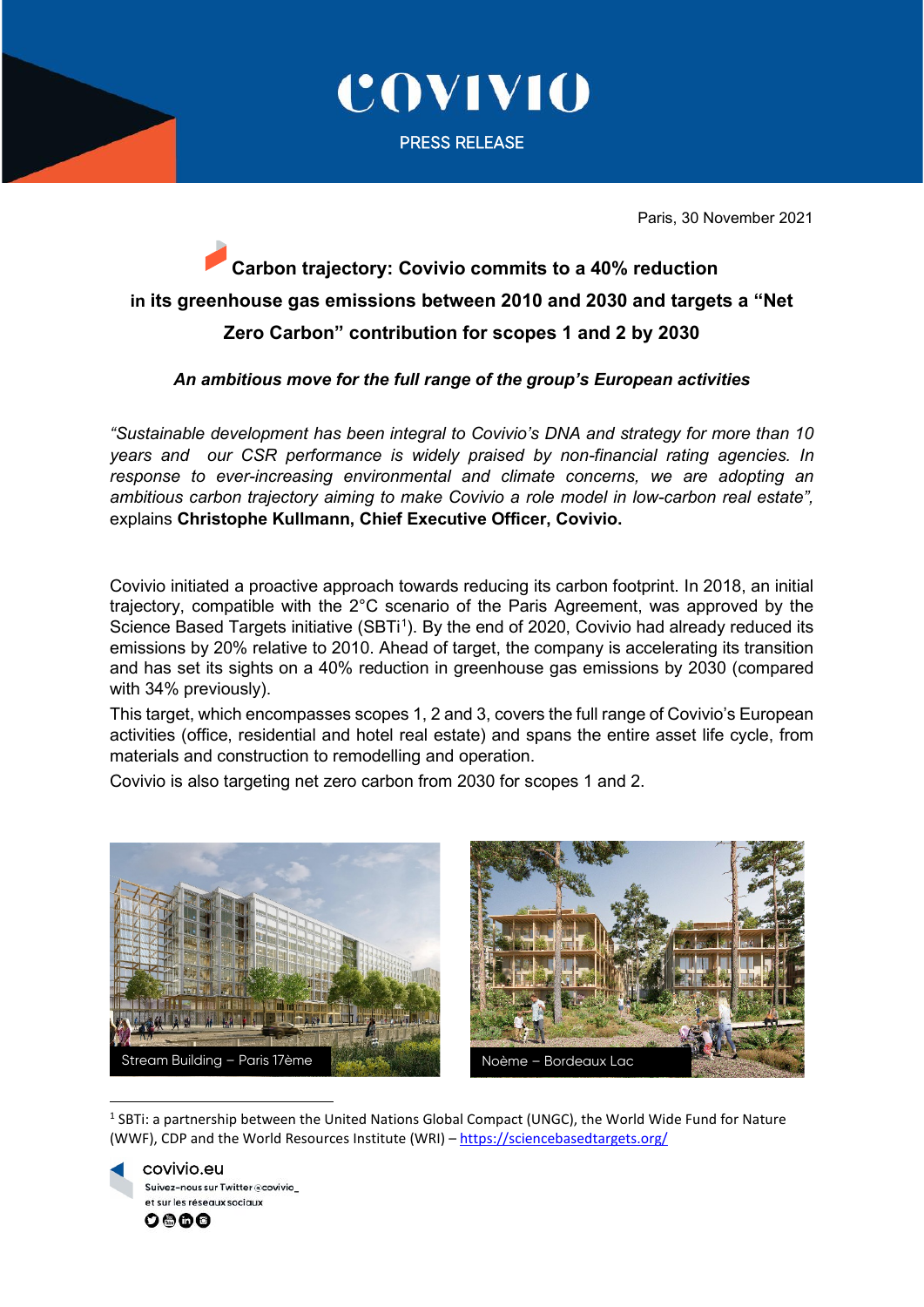COVIVIO

PRESS RELEASE

Paris, 30 November 2021

# Carbon trajectory: Covivio commits to a 40% reduction in its greenhouse gas emissions between 2010 and 2030 and targets a "Net Zero Carbon" contribution for scopes 1 and 2 by 2030

***An ambitious move for the full range of the group's European activities***

*"Sustainable development has been integral to Covivio's DNA and strategy for more than 10 years and our CSR performance is widely praised by non-financial rating agencies. In response to ever-increasing environmental and climate concerns, we are adopting an ambitious carbon trajectory aiming to make Covivio a role model in low-carbon real estate",* explains **Christophe Kullmann, Chief Executive Officer, Covivio.**

Covivio initiated a proactive approach towards reducing its carbon footprint. In 2018, an initial trajectory, compatible with the 2°C scenario of the Paris Agreement, was approved by the Science Based Targets initiative (SBTi[1]). By the end of 2020, Covivio had already reduced its emissions by 20% relative to 2010. Ahead of target, the company is accelerating its transition and has set its sights on a 40% reduction in greenhouse gas emissions by 2030 (compared with 34% previously).

This target, which encompasses scopes 1, 2 and 3, covers the full range of Covivio's European activities (office, residential and hotel real estate) and spans the entire asset life cycle, from materials and construction to remodelling and operation.

Covivio is also targeting net zero carbon from 2030 for scopes 1 and 2.

Stream Building – Paris 17ème

Noème – Bordeaux Lac

[1] SBTi: a partnership between the United Nations Global Compact (UNGC), the World Wide Fund for Nature (WWF), CDP and the World Resources Institute (WRI) – https://sciencebasedtargets.org/

covivio.eu
Suivez-nous sur Twitter @covivio_
et sur les réseaux sociaux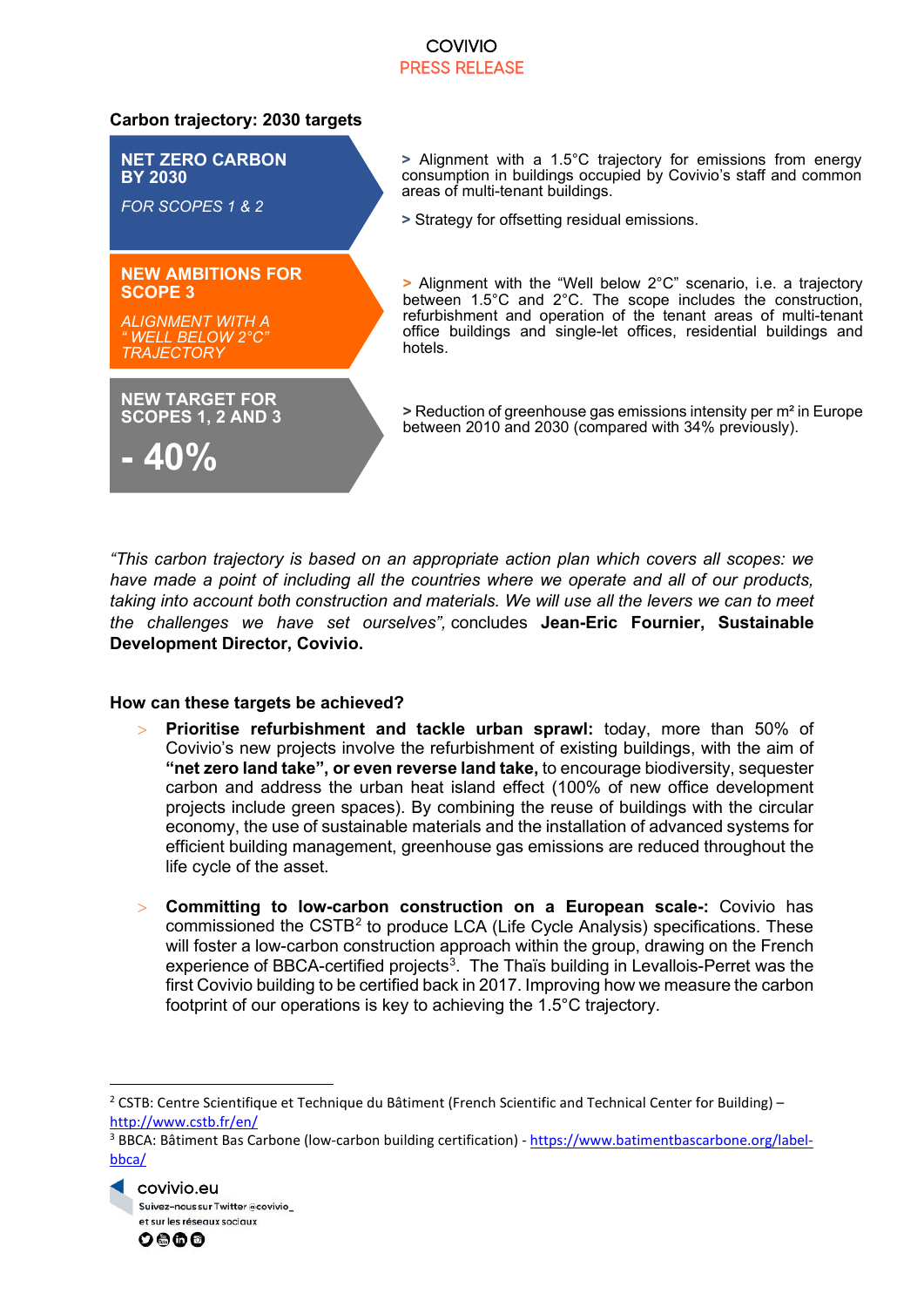### Carbon trajectory: 2030 targets

**NET ZERO CARBON BY 2030**

*FOR SCOPES 1 & 2*

> Alignment with a 1.5°C trajectory for emissions from energy consumption in buildings occupied by Covivio's staff and common areas of multi-tenant buildings.

> Strategy for offsetting residual emissions.

**NEW AMBITIONS FOR SCOPE 3**

*ALIGNMENT WITH A " WELL BELOW 2°C" TRAJECTORY*

> Alignment with the "Well below 2°C" scenario, i.e. a trajectory between 1.5°C and 2°C. The scope includes the construction, refurbishment and operation of the tenant areas of multi-tenant office buildings and single-let offices, residential buildings and hotels.

**NEW TARGET FOR SCOPES 1, 2 AND 3**

**- 40%**

> Reduction of greenhouse gas emissions intensity per m² in Europe between 2010 and 2030 (compared with 34% previously).

*"This carbon trajectory is based on an appropriate action plan which covers all scopes: we have made a point of including all the countries where we operate and all of our products, taking into account both construction and materials. We will use all the levers we can to meet the challenges we have set ourselves",* concludes **Jean-Eric Fournier, Sustainable Development Director, Covivio.**

### How can these targets be achieved?

- **Prioritise refurbishment and tackle urban sprawl:** today, more than 50% of Covivio's new projects involve the refurbishment of existing buildings, with the aim of **"net zero land take", or even reverse land take,** to encourage biodiversity, sequester carbon and address the urban heat island effect (100% of new office development projects include green spaces). By combining the reuse of buildings with the circular economy, the use of sustainable materials and the installation of advanced systems for efficient building management, greenhouse gas emissions are reduced throughout the life cycle of the asset.

- **Committing to low-carbon construction on a European scale-:** Covivio has commissioned the CSTB[2] to produce LCA (Life Cycle Analysis) specifications. These will foster a low-carbon construction approach within the group, drawing on the French experience of BBCA-certified projects[3]. The Thaïs building in Levallois-Perret was the first Covivio building to be certified back in 2017. Improving how we measure the carbon footprint of our operations is key to achieving the 1.5°C trajectory.

---

[2] CSTB: Centre Scientifique et Technique du Bâtiment (French Scientific and Technical Center for Building) – http://www.cstb.fr/en/

[3] BBCA: Bâtiment Bas Carbone (low-carbon building certification) - https://www.batimentbascarbone.org/label-bbca/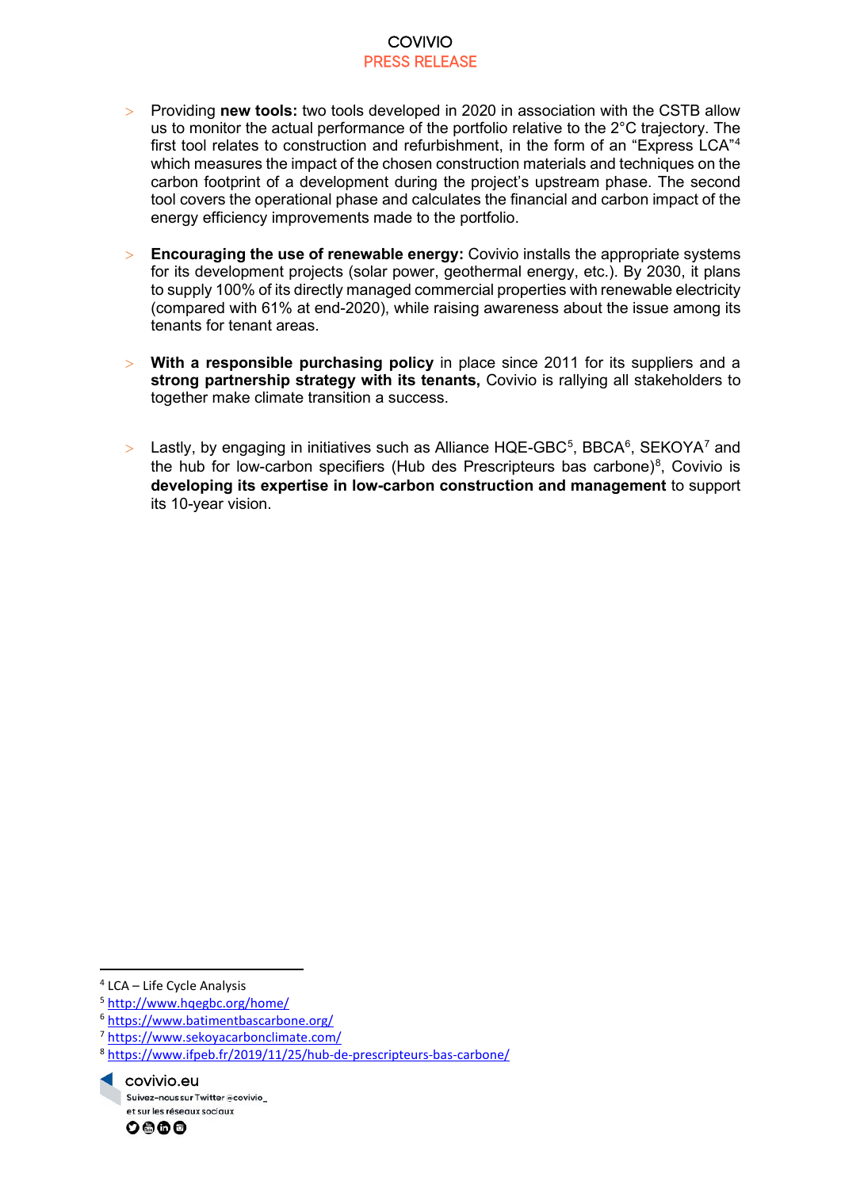- Providing **new tools:** two tools developed in 2020 in association with the CSTB allow us to monitor the actual performance of the portfolio relative to the 2°C trajectory. The first tool relates to construction and refurbishment, in the form of an "Express LCA"[4] which measures the impact of the chosen construction materials and techniques on the carbon footprint of a development during the project's upstream phase. The second tool covers the operational phase and calculates the financial and carbon impact of the energy efficiency improvements made to the portfolio.

- **Encouraging the use of renewable energy:** Covivio installs the appropriate systems for its development projects (solar power, geothermal energy, etc.). By 2030, it plans to supply 100% of its directly managed commercial properties with renewable electricity (compared with 61% at end-2020), while raising awareness about the issue among its tenants for tenant areas.

- **With a responsible purchasing policy** in place since 2011 for its suppliers and a **strong partnership strategy with its tenants,** Covivio is rallying all stakeholders to together make climate transition a success.

- Lastly, by engaging in initiatives such as Alliance HQE-GBC[5], BBCA[6], SEKOYA[7] and the hub for low-carbon specifiers (Hub des Prescripteurs bas carbone)[8], Covivio is **developing its expertise in low-carbon construction and management** to support its 10-year vision.

---

[4] LCA – Life Cycle Analysis
[5] http://www.hqegbc.org/home/
[6] https://www.batimentbascarbone.org/
[7] https://www.sekoyacarbonclimate.com/
[8] https://www.ifpeb.fr/2019/11/25/hub-de-prescripteurs-bas-carbone/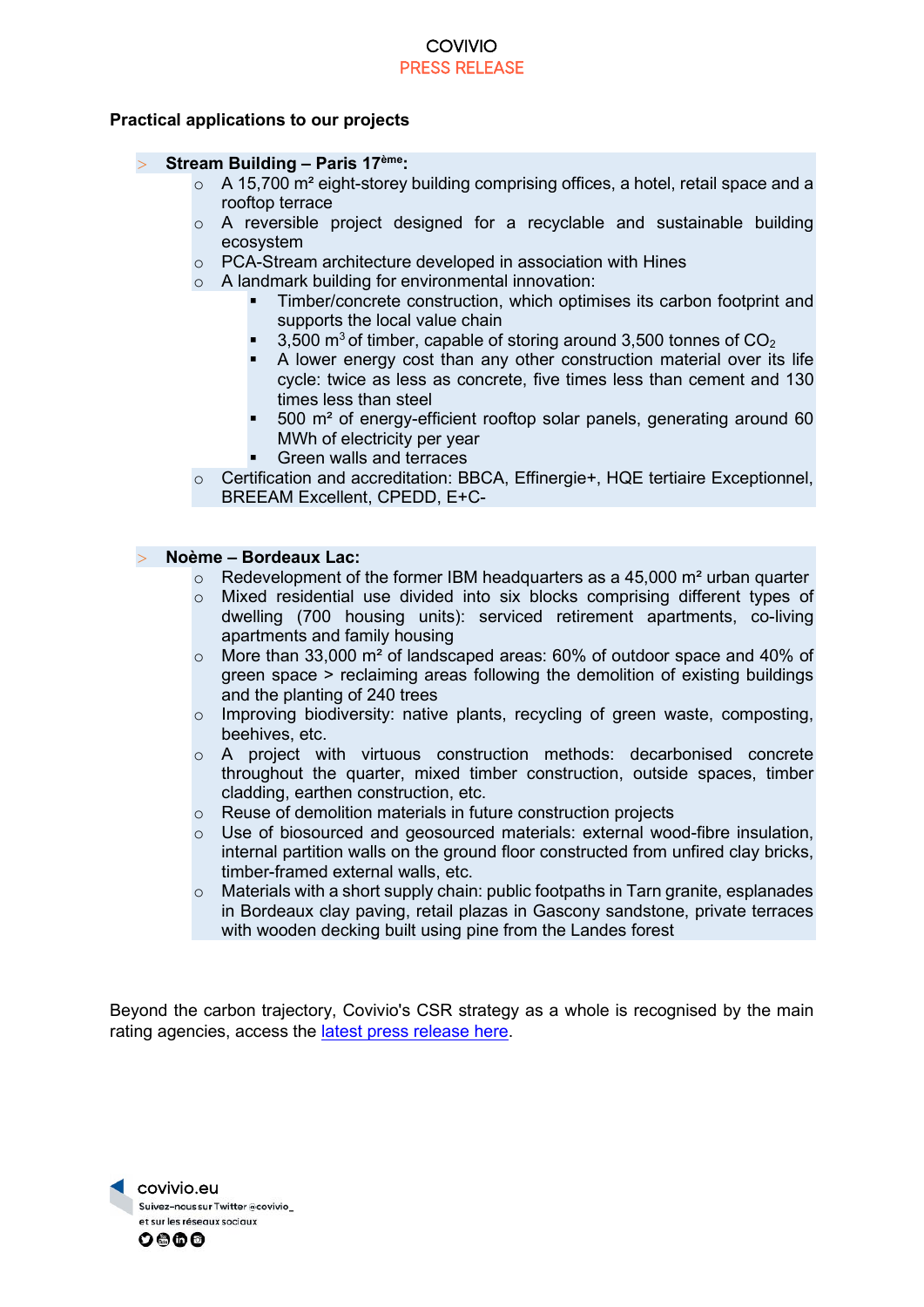**Practical applications to our projects**

- **Stream Building – Paris 17ème:**
  - A 15,700 m² eight-storey building comprising offices, a hotel, retail space and a rooftop terrace
  - A reversible project designed for a recyclable and sustainable building ecosystem
  - PCA-Stream architecture developed in association with Hines
  - A landmark building for environmental innovation:
    - Timber/concrete construction, which optimises its carbon footprint and supports the local value chain
    - 3,500 m³ of timber, capable of storing around 3,500 tonnes of $CO_2$
    - A lower energy cost than any other construction material over its life cycle: twice as less as concrete, five times less than cement and 130 times less than steel
    - 500 m² of energy-efficient rooftop solar panels, generating around 60 MWh of electricity per year
    - Green walls and terraces
  - Certification and accreditation: BBCA, Effinergie+, HQE tertiaire Exceptionnel, BREEAM Excellent, CPEDD, E+C-

- **Noème – Bordeaux Lac:**
  - Redevelopment of the former IBM headquarters as a 45,000 m² urban quarter
  - Mixed residential use divided into six blocks comprising different types of dwelling (700 housing units): serviced retirement apartments, co-living apartments and family housing
  - More than 33,000 m² of landscaped areas: 60% of outdoor space and 40% of green space > reclaiming areas following the demolition of existing buildings and the planting of 240 trees
  - Improving biodiversity: native plants, recycling of green waste, composting, beehives, etc.
  - A project with virtuous construction methods: decarbonised concrete throughout the quarter, mixed timber construction, outside spaces, timber cladding, earthen construction, etc.
  - Reuse of demolition materials in future construction projects
  - Use of biosourced and geosourced materials: external wood-fibre insulation, internal partition walls on the ground floor constructed from unfired clay bricks, timber-framed external walls, etc.
  - Materials with a short supply chain: public footpaths in Tarn granite, esplanades in Bordeaux clay paving, retail plazas in Gascony sandstone, private terraces with wooden decking built using pine from the Landes forest

Beyond the carbon trajectory, Covivio's CSR strategy as a whole is recognised by the main rating agencies, access the latest press release here.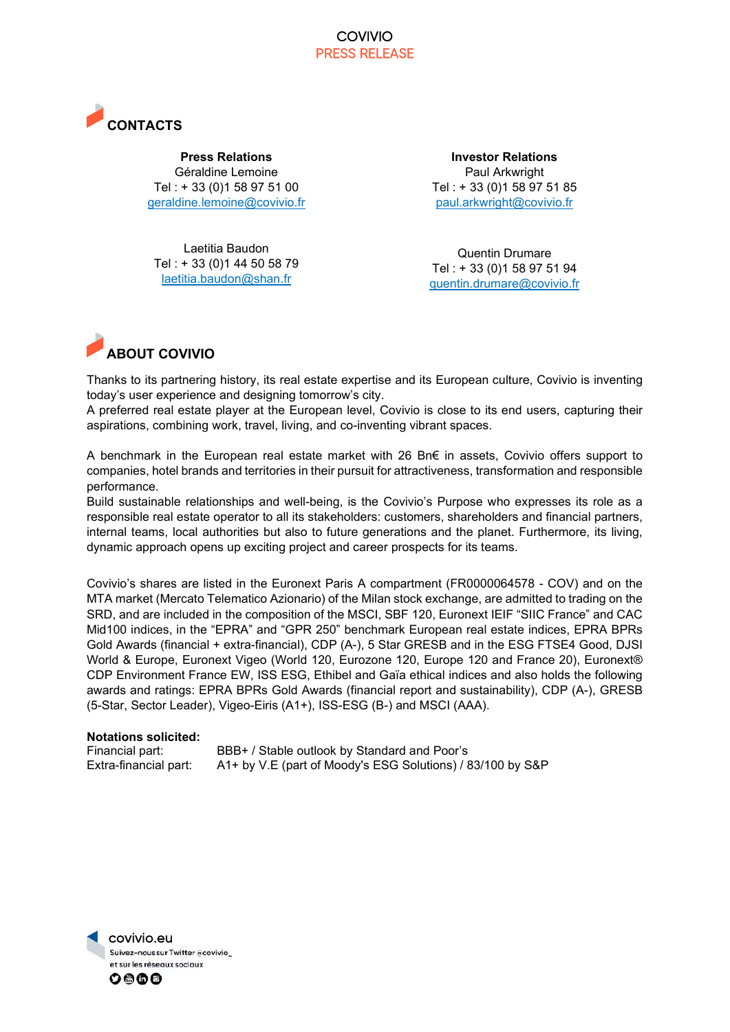## CONTACTS

**Press Relations**
Géraldine Lemoine
Tel : + 33 (0)1 58 97 51 00
geraldine.lemoine@covivio.fr

Laetitia Baudon
Tel : + 33 (0)1 44 50 58 79
laetitia.baudon@shan.fr

**Investor Relations**
Paul Arkwright
Tel : + 33 (0)1 58 97 51 85
paul.arkwright@covivio.fr

Quentin Drumare
Tel : + 33 (0)1 58 97 51 94
quentin.drumare@covivio.fr

## ABOUT COVIVIO

Thanks to its partnering history, its real estate expertise and its European culture, Covivio is inventing today's user experience and designing tomorrow's city.
A preferred real estate player at the European level, Covivio is close to its end users, capturing their aspirations, combining work, travel, living, and co-inventing vibrant spaces.

A benchmark in the European real estate market with 26 Bn€ in assets, Covivio offers support to companies, hotel brands and territories in their pursuit for attractiveness, transformation and responsible performance.
Build sustainable relationships and well-being, is the Covivio's Purpose who expresses its role as a responsible real estate operator to all its stakeholders: customers, shareholders and financial partners, internal teams, local authorities but also to future generations and the planet. Furthermore, its living, dynamic approach opens up exciting project and career prospects for its teams.

Covivio's shares are listed in the Euronext Paris A compartment (FR0000064578 - COV) and on the MTA market (Mercato Telematico Azionario) of the Milan stock exchange, are admitted to trading on the SRD, and are included in the composition of the MSCI, SBF 120, Euronext IEIF "SIIC France" and CAC Mid100 indices, in the "EPRA" and "GPR 250" benchmark European real estate indices, EPRA BPRs Gold Awards (financial + extra-financial), CDP (A-), 5 Star GRESB and in the ESG FTSE4 Good, DJSI World & Europe, Euronext Vigeo (World 120, Eurozone 120, Europe 120 and France 20), Euronext® CDP Environment France EW, ISS ESG, Ethibel and Gaïa ethical indices and also holds the following awards and ratings: EPRA BPRs Gold Awards (financial report and sustainability), CDP (A-), GRESB (5-Star, Sector Leader), Vigeo-Eiris (A1+), ISS-ESG (B-) and MSCI (AAA).

**Notations solicited:**

Financial part: BBB+ / Stable outlook by Standard and Poor's
Extra-financial part: A1+ by V.E (part of Moody's ESG Solutions) / 83/100 by S&P

covivio.eu
Suivez-nous sur Twitter @covivio_
et sur les réseaux sociaux